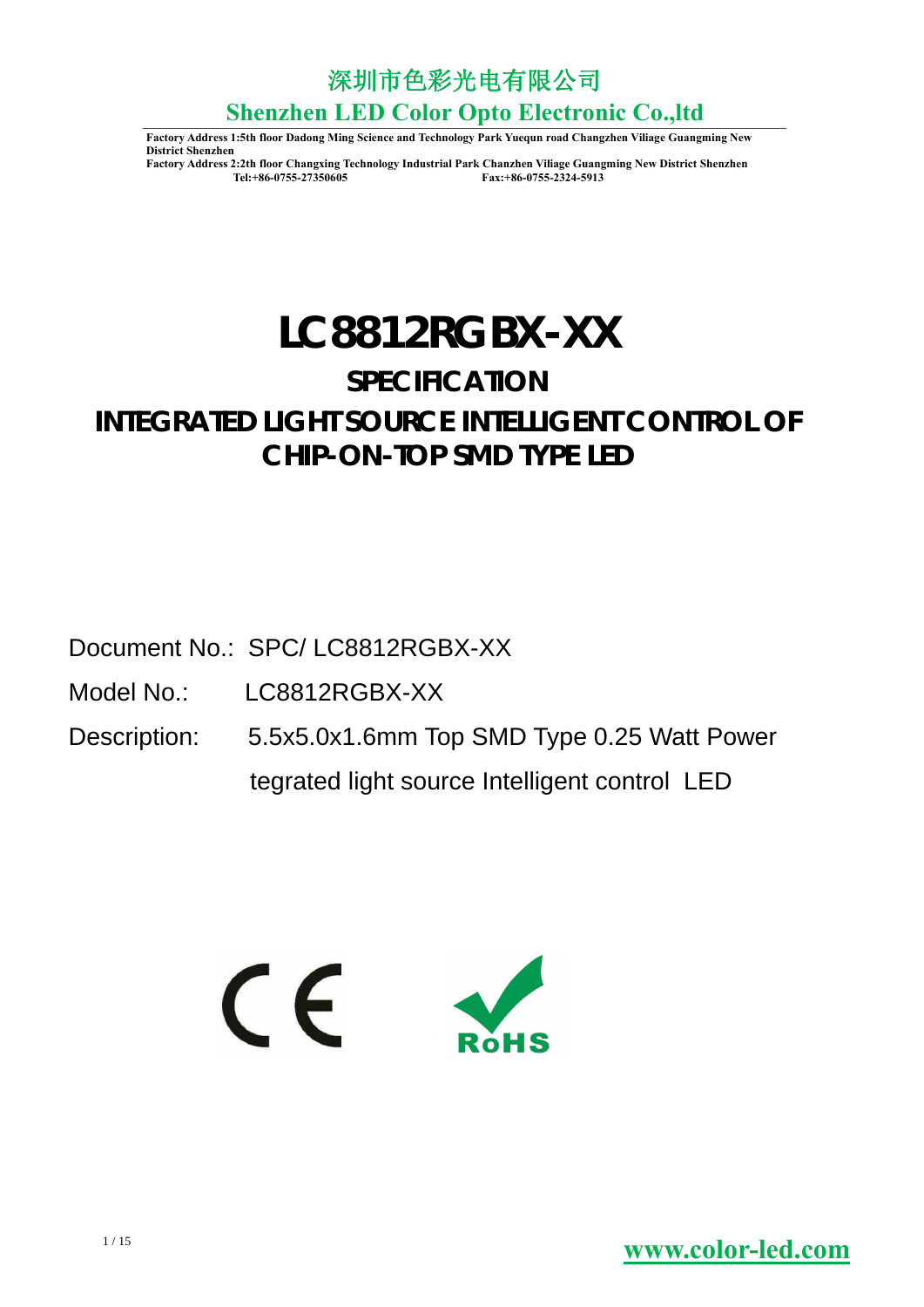# 深圳市色彩光电有限公司

## Shenzhen LED Color Opto Electronic Co.,ltd

**Factory Address 1:5th floor Dadong Ming Science and Technology Park Yuequn road Changzhen Viliage Guangming New District Shenzhen**
**Factory Address 2:2th floor Changxing Technology Industrial Park Chanzhen Viliage Guangming New District Shenzhen**
**Tel:+86-0755-27350605 Fax:+86-0755-2324-5913**

# LC8812RGBX-XX

## SPECIFICATION

## INTEGRATED LIGHT SOURCE INTELLIGENT CONTROL OF CHIP-ON-TOP SMD TYPE LED

Document No.: SPC/ LC8812RGBX-XX

Model No.: LC8812RGBX-XX

Description: 5.5x5.0x1.6mm Top SMD Type 0.25 Watt Power tegrated light source Intelligent control LED

CE RoHS

www.color-led.com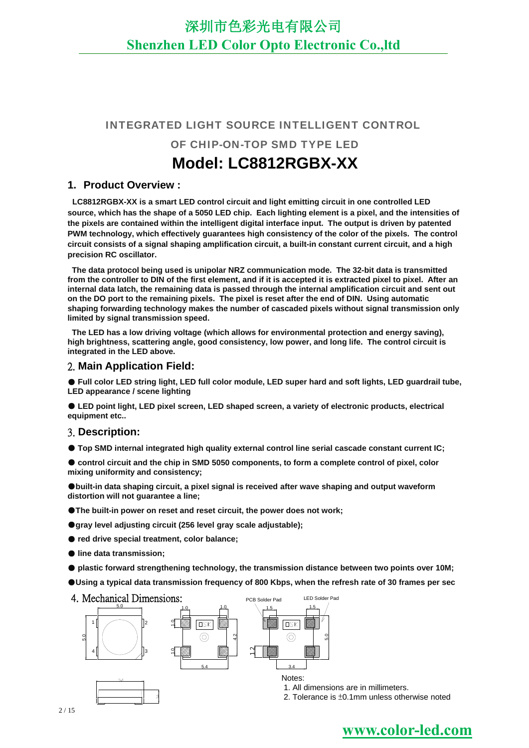深圳市色彩光电有限公司
Shenzhen LED Color Opto Electronic Co.,ltd

**INTEGRATED LIGHT SOURCE INTELLIGENT CONTROL**

**OF CHIP-ON-TOP SMD TYPE LED**

# Model: LC8812RGBX-XX

## 1. Product Overview :

**LC8812RGBX-XX is a smart LED control circuit and light emitting circuit in one controlled LED source, which has the shape of a 5050 LED chip. Each lighting element is a pixel, and the intensities of the pixels are contained within the intelligent digital interface input. The output is driven by patented PWM technology, which effectively guarantees high consistency of the color of the pixels. The control circuit consists of a signal shaping amplification circuit, a built-in constant current circuit, and a high precision RC oscillator.**

**The data protocol being used is unipolar NRZ communication mode. The 32-bit data is transmitted from the controller to DIN of the first element, and if it is accepted it is extracted pixel to pixel. After an internal data latch, the remaining data is passed through the internal amplification circuit and sent out on the DO port to the remaining pixels. The pixel is reset after the end of DIN. Using automatic shaping forwarding technology makes the number of cascaded pixels without signal transmission only limited by signal transmission speed.**

**The LED has a low driving voltage (which allows for environmental protection and energy saving), high brightness, scattering angle, good consistency, low power, and long life. The control circuit is integrated in the LED above.**

## 2. Main Application Field:

- **Full color LED string light, LED full color module, LED super hard and soft lights, LED guardrail tube, LED appearance / scene lighting**
- **LED point light, LED pixel screen, LED shaped screen, a variety of electronic products, electrical equipment etc..**

## 3. Description:

- **Top SMD internal integrated high quality external control line serial cascade constant current IC;**
- **control circuit and the chip in SMD 5050 components, to form a complete control of pixel, color mixing uniformity and consistency;**
- **built-in data shaping circuit, a pixel signal is received after wave shaping and output waveform distortion will not guarantee a line;**
- **The built-in power on reset and reset circuit, the power does not work;**
- **gray level adjusting circuit (256 level gray scale adjustable);**
- **red drive special treatment, color balance;**
- **line data transmission;**
- **plastic forward strengthening technology, the transmission distance between two points over 10M;**
- **Using a typical data transmission frequency of 800 Kbps, when the refresh rate of 30 frames per sec**

## 4. Mechanical Dimensions:

PCB Solder Pad — LED Solder Pad

Notes:
1. All dimensions are in millimeters.
2. Tolerance is ±0.1mm unless otherwise noted

www.color-led.com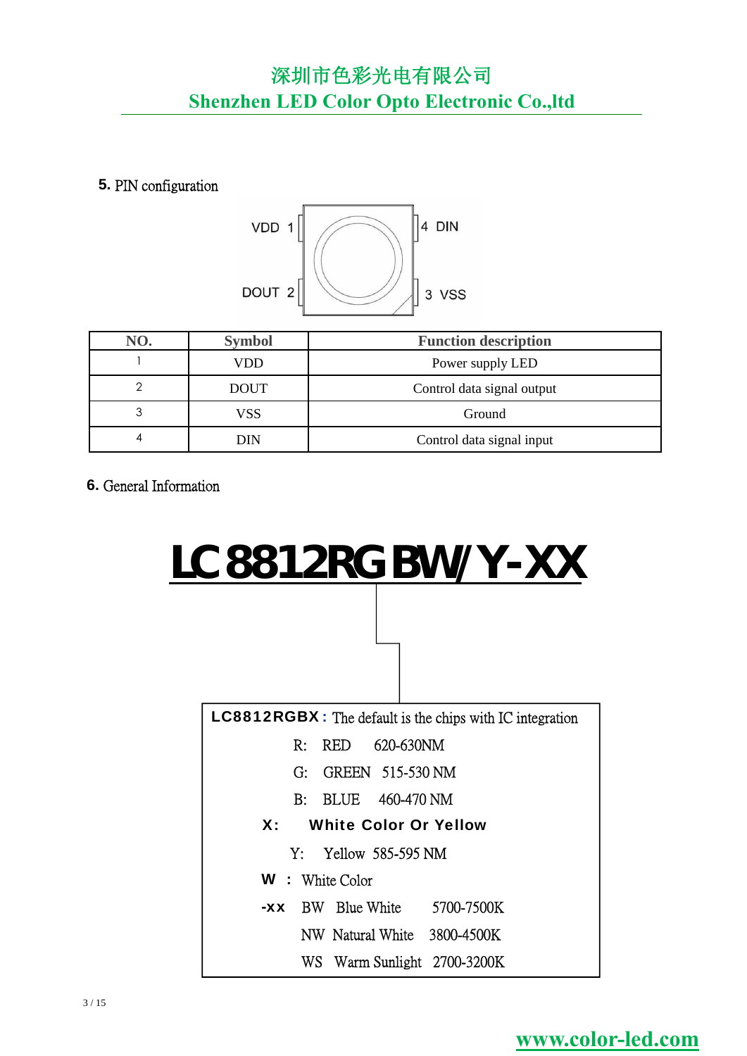## 5. PIN configuration

VDD 1 | 4 DIN

DOUT 2 | 3 VSS

| NO. | Symbol | Function description |
|---|---|---|
| 1 | VDD | Power supply LED |
| 2 | DOUT | Control data signal output |
| 3 | VSS | Ground |
| 4 | DIN | Control data signal input |

## 6. General Information

# LC8812RGBW/Y-XX

**LC8812RGBX:** The default is the chips with IC integration

R: RED 620-630NM

G: GREEN 515-530 NM

B: BLUE 460-470 NM

**X: White Color Or Yellow**

Y: Yellow 585-595 NM

**W :** White Color

**-xx** BW Blue White 5700-7500K

NW Natural White 3800-4500K

WS Warm Sunlight 2700-3200K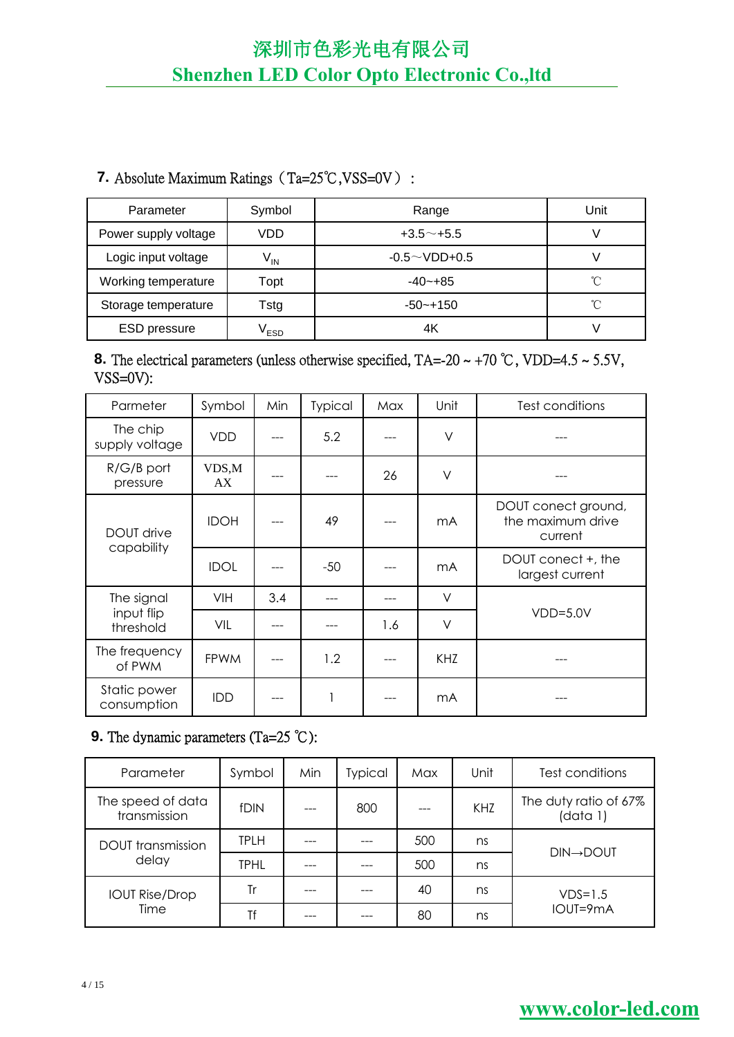### 7. Absolute Maximum Ratings（Ta=25℃,VSS=0V）：

| Parameter | Symbol | Range | Unit |
|---|---|---|---|
| Power supply voltage | VDD | +3.5～+5.5 | V |
| Logic input voltage | $V_{IN}$ | -0.5～VDD+0.5 | V |
| Working temperature | Topt | -40~+85 | ℃ |
| Storage temperature | Tstg | -50~+150 | ℃ |
| ESD pressure | $V_{ESD}$ | 4K | V |

### 8. The electrical parameters (unless otherwise specified, TA=-20 ~ +70 ℃, VDD=4.5 ~ 5.5V, VSS=0V):

| Parmeter | Symbol | Min | Typical | Max | Unit | Test conditions |
|---|---|---|---|---|---|---|
| The chip supply voltage | VDD | --- | 5.2 | --- | V | --- |
| R/G/B port pressure | VDS,MAX | --- | --- | 26 | V | --- |
| DOUT drive capability | IDOH | --- | 49 | --- | mA | DOUT conect ground, the maximum drive current |
| | IDOL | --- | -50 | --- | mA | DOUT conect +, the largest current |
| The signal input flip threshold | VIH | 3.4 | --- | --- | V | VDD=5.0V |
| | VIL | --- | --- | 1.6 | V | |
| The frequency of PWM | FPWM | --- | 1.2 | --- | KHZ | --- |
| Static power consumption | IDD | --- | 1 | --- | mA | --- |

### 9. The dynamic parameters (Ta=25 ℃):

| Parameter | Symbol | Min | Typical | Max | Unit | Test conditions |
|---|---|---|---|---|---|---|
| The speed of data transmission | fDIN | --- | 800 | --- | KHZ | The duty ratio of 67% (data 1) |
| DOUT transmission delay | TPLH | --- | --- | 500 | ns | DIN→DOUT |
| | TPHL | --- | --- | 500 | ns | |
| IOUT Rise/Drop Time | Tr | --- | --- | 40 | ns | VDS=1.5 IOUT=9mA |
| | Tf | --- | --- | 80 | ns | |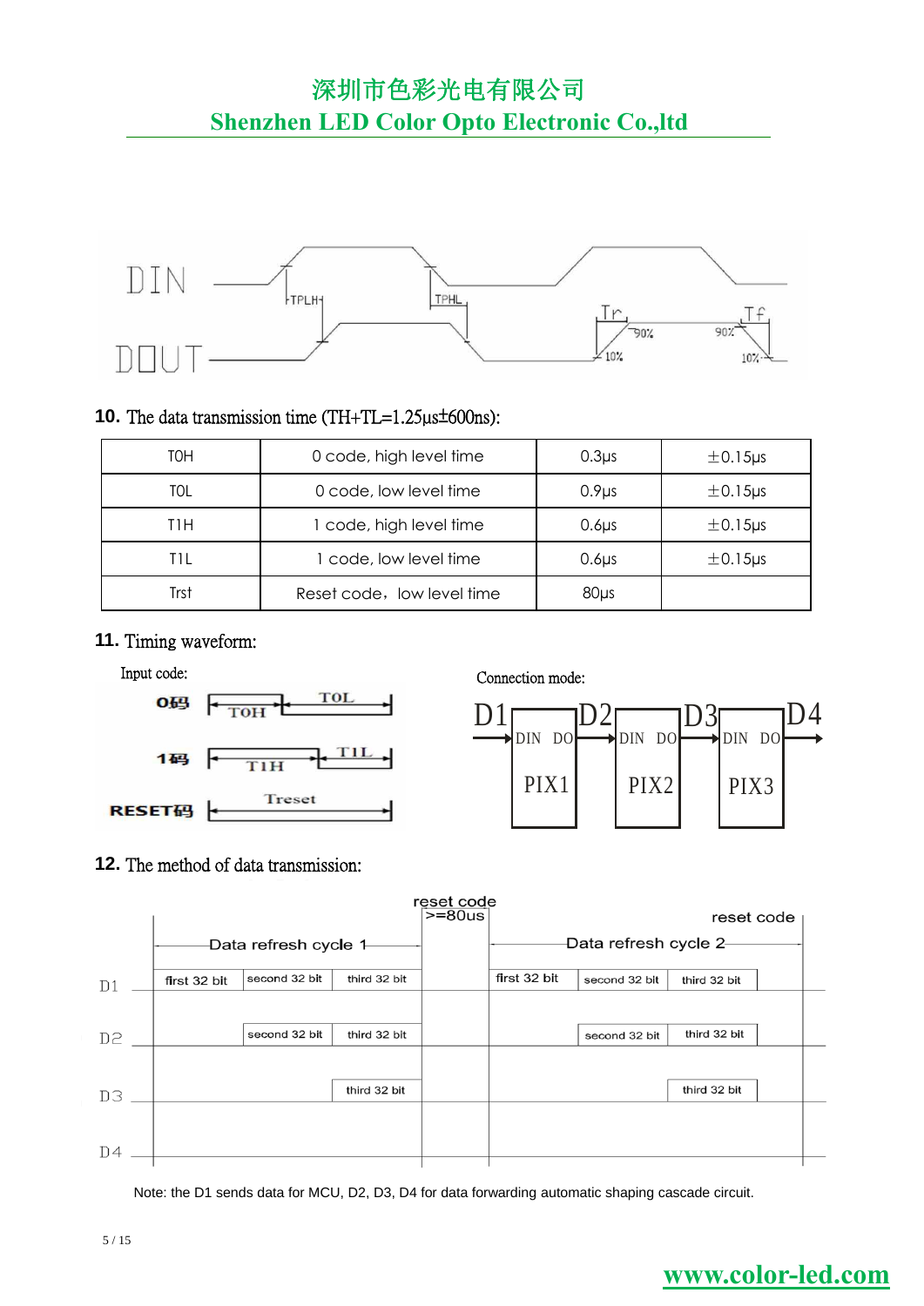## 10. The data transmission time (TH+TL=1.25µs±600ns):

| T0H | 0 code, high level time | 0.3µs | ±0.15µs |
|---|---|---|---|
| T0L | 0 code, low level time | 0.9µs | ±0.15µs |
| T1H | 1 code, high level time | 0.6µs | ±0.15µs |
| T1L | 1 code, low level time | 0.6µs | ±0.15µs |
| Trst | Reset code，low level time | 80µs | |

## 11. Timing waveform:

Input code:

Connection mode:

## 12. The method of data transmission:

Note: the D1 sends data for MCU, D2, D3, D4 for data forwarding automatic shaping cascade circuit.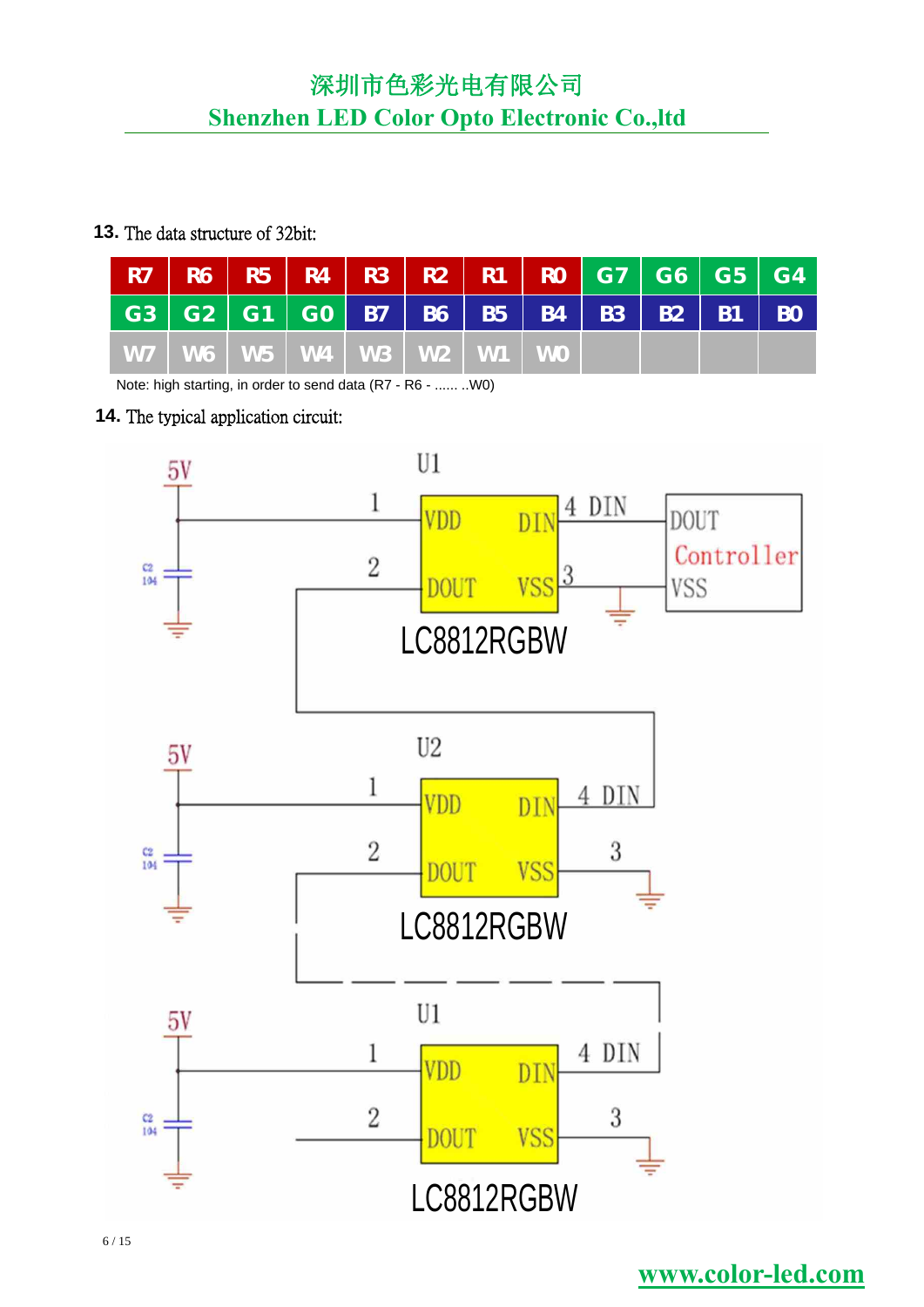**13.** The data structure of 32bit:

| R7 | R6 | R5 | R4 | R3 | R2 | R1 | R0 | G7 | G6 | G5 | G4 |
|---|---|---|---|---|---|---|---|---|---|---|---|
| G3 | G2 | G1 | G0 | B7 | B6 | B5 | B4 | B3 | B2 | B1 | B0 |
| W7 | W6 | W5 | W4 | W3 | W2 | W1 | W0 | | | | |

Note: high starting, in order to send data (R7 - R6 - ...... ..W0)

**14.** The typical application circuit: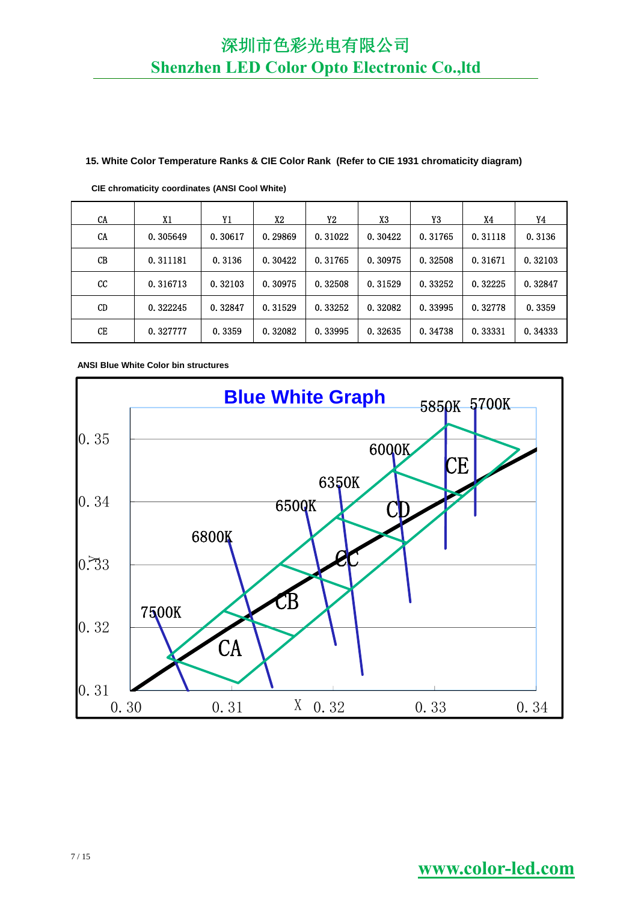## 15. White Color Temperature Ranks & CIE Color Rank (Refer to CIE 1931 chromaticity diagram)

**CIE chromaticity coordinates (ANSI Cool White)**

| CA | X1 | Y1 | X2 | Y2 | X3 | Y3 | X4 | Y4 |
|---|---|---|---|---|---|---|---|---|
| CA | 0.305649 | 0.30617 | 0.29869 | 0.31022 | 0.30422 | 0.31765 | 0.31118 | 0.3136 |
| CB | 0.311181 | 0.3136 | 0.30422 | 0.31765 | 0.30975 | 0.32508 | 0.31671 | 0.32103 |
| CC | 0.316713 | 0.32103 | 0.30975 | 0.32508 | 0.31529 | 0.33252 | 0.32225 | 0.32847 |
| CD | 0.322245 | 0.32847 | 0.31529 | 0.33252 | 0.32082 | 0.33995 | 0.32778 | 0.3359 |
| CE | 0.327777 | 0.3359 | 0.32082 | 0.33995 | 0.32635 | 0.34738 | 0.33331 | 0.34333 |

**ANSI Blue White Color bin structures**

Blue White Graph

5850K 5700K 6000K 6350K 6500K 6800K 7500K

CA CB CC CD CE

Y: 0.31, 0.32, 0.33, 0.34, 0.35

X: 0.30, 0.31, 0.32, 0.33, 0.34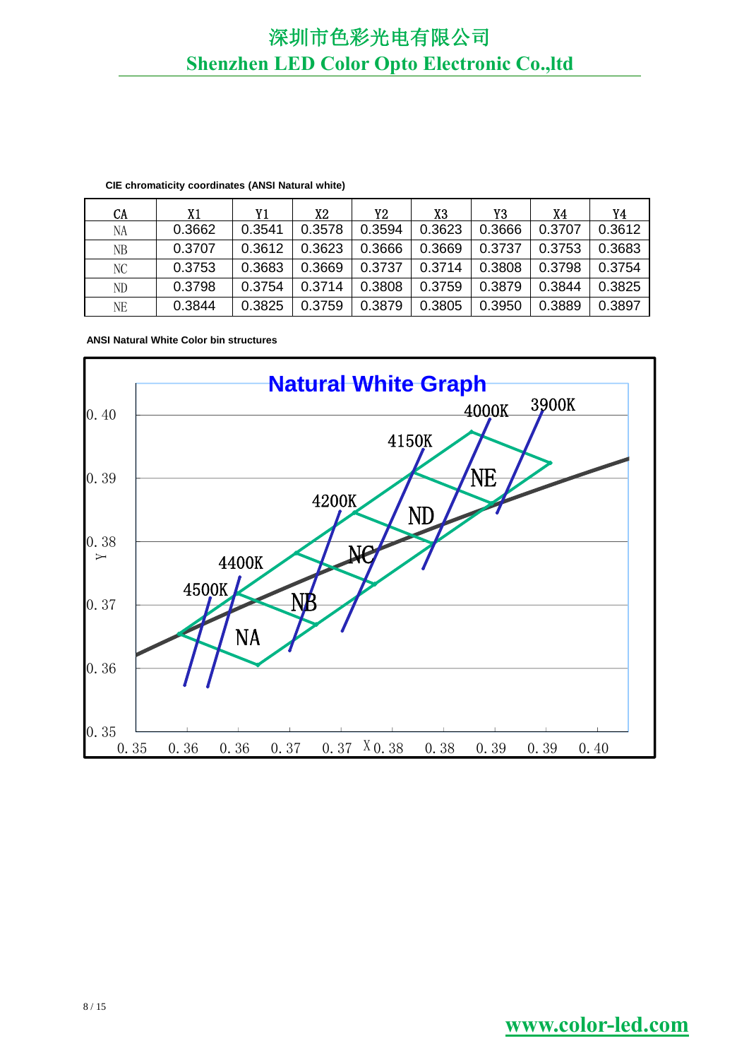CIE chromaticity coordinates (ANSI Natural white)

| CA | X1 | Y1 | X2 | Y2 | X3 | Y3 | X4 | Y4 |
|---|---|---|---|---|---|---|---|---|
| NA | 0.3662 | 0.3541 | 0.3578 | 0.3594 | 0.3623 | 0.3666 | 0.3707 | 0.3612 |
| NB | 0.3707 | 0.3612 | 0.3623 | 0.3666 | 0.3669 | 0.3737 | 0.3753 | 0.3683 |
| NC | 0.3753 | 0.3683 | 0.3669 | 0.3737 | 0.3714 | 0.3808 | 0.3798 | 0.3754 |
| ND | 0.3798 | 0.3754 | 0.3714 | 0.3808 | 0.3759 | 0.3879 | 0.3844 | 0.3825 |
| NE | 0.3844 | 0.3825 | 0.3759 | 0.3879 | 0.3805 | 0.3950 | 0.3889 | 0.3897 |

ANSI Natural White Color bin structures

Natural White Graph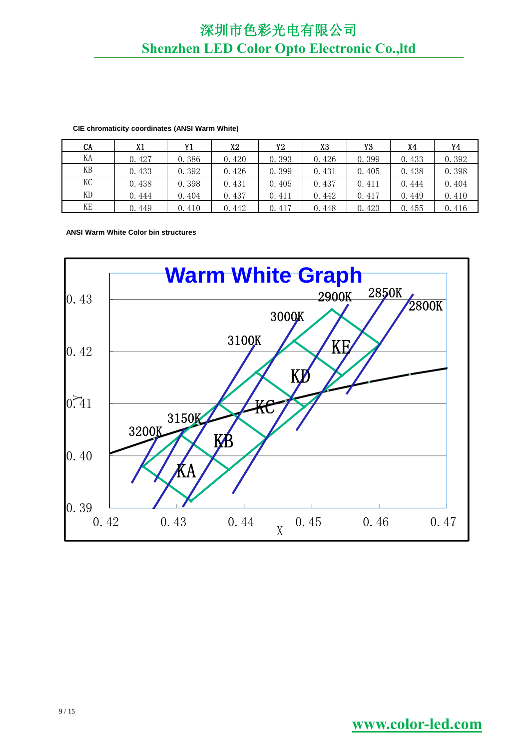**CIE chromaticity coordinates (ANSI Warm White)**

| CA | X1 | Y1 | X2 | Y2 | X3 | Y3 | X4 | Y4 |
|---|---|---|---|---|---|---|---|---|
| KA | 0.427 | 0.386 | 0.420 | 0.393 | 0.426 | 0.399 | 0.433 | 0.392 |
| KB | 0.433 | 0.392 | 0.426 | 0.399 | 0.431 | 0.405 | 0.438 | 0.398 |
| KC | 0.438 | 0.398 | 0.431 | 0.405 | 0.437 | 0.411 | 0.444 | 0.404 |
| KD | 0.444 | 0.404 | 0.437 | 0.411 | 0.442 | 0.417 | 0.449 | 0.410 |
| KE | 0.449 | 0.410 | 0.442 | 0.417 | 0.448 | 0.423 | 0.455 | 0.416 |

**ANSI Warm White Color bin structures**

Warm White Graph

(Chart: X axis 0.42–0.47, Y axis 0.39–0.43; bins KA, KB, KC, KD, KE; CCT lines 3200K, 3150K, 3100K, 3000K, 2900K, 2850K, 2800K)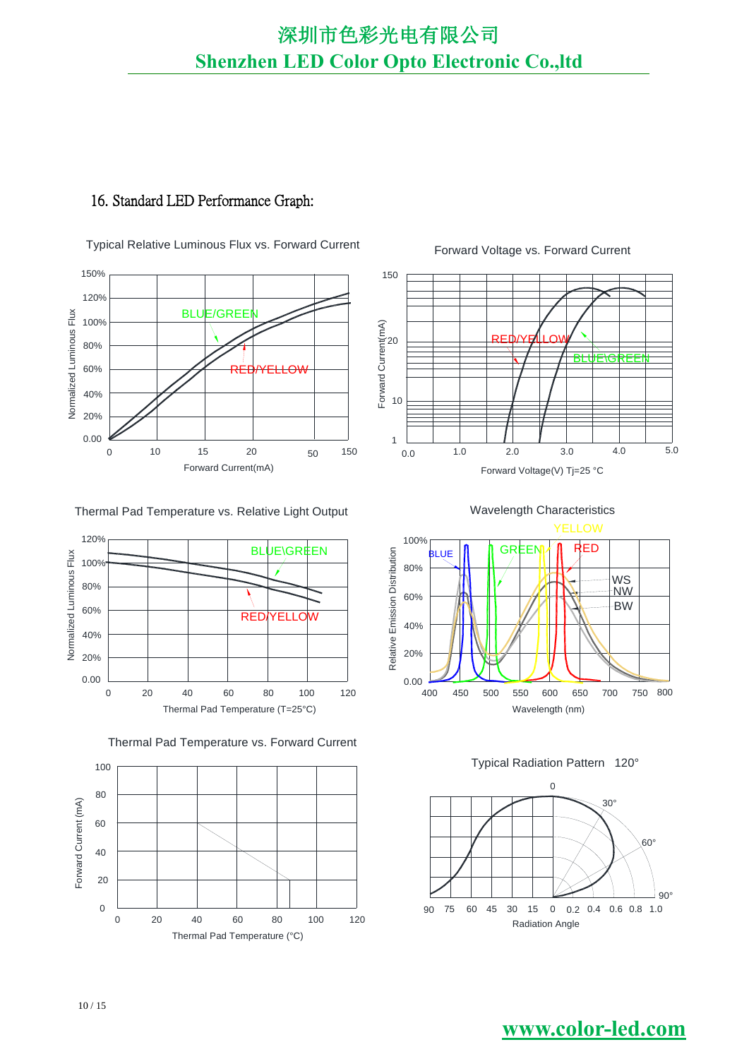## 16. Standard LED Performance Graph:

Typical Relative Luminous Flux vs. Forward Current

Normalized Luminous Flux: 150%, 120%, 100%, 80%, 60%, 40%, 20%, 0.00

BLUE/GREEN

RED/YELLOW

0, 10, 15, 20, 50, 150

Forward Current(mA)

Forward Voltage vs. Forward Current

Forward Current(mA): 150, 20, 10, 1

RED/YELLOW

BLUE\GREEN

0.0, 1.0, 2.0, 3.0, 4.0, 5.0

Forward Voltage(V) Tj=25 °C

Thermal Pad Temperature vs. Relative Light Output

Normalized Luminous Flux: 120%, 100%, 80%, 60%, 40%, 20%, 0.00

BLUE\GREEN

RED/YELLOW

0, 20, 40, 60, 80, 100, 120

Thermal Pad Temperature (T=25°C)

Wavelength Characteristics

Relative Emission Distribution: 100%, 80%, 60%, 40%, 20%, 0.00

YELLOW

BLUE

GREEN

RED

WS

NW

BW

400, 450, 500, 550, 600, 650, 700, 750, 800

Wavelength (nm)

Thermal Pad Temperature vs. Forward Current

Forward Current (mA): 100, 80, 60, 40, 20, 0

0, 20, 40, 60, 80, 100, 120

Thermal Pad Temperature (°C)

Typical Radiation Pattern 120°

0, 30°, 60°, 90°

90, 75, 60, 45, 30, 15, 0, 0.2, 0.4, 0.6, 0.8, 1.0

Radiation Angle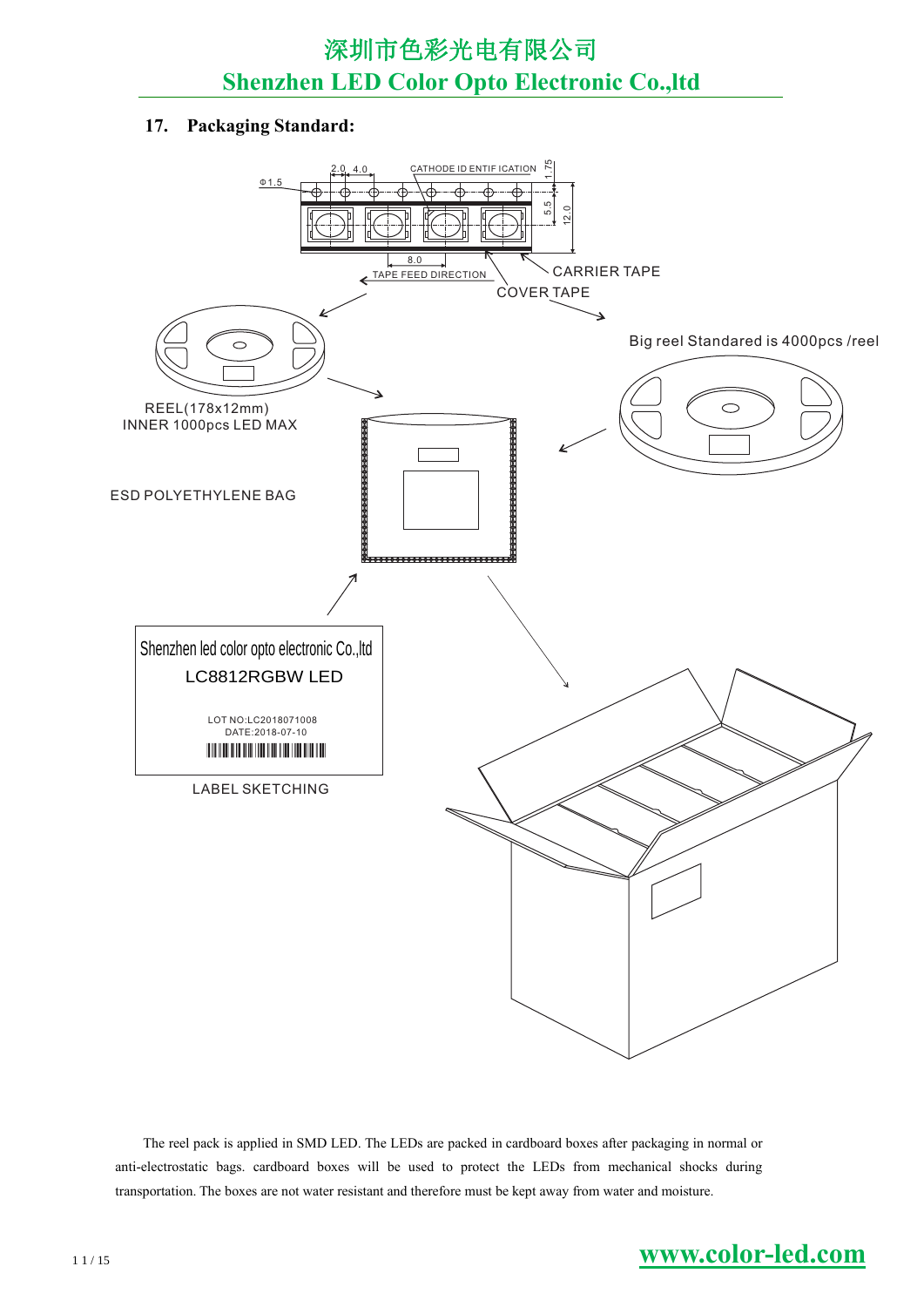## 17. Packaging Standard:

2.0 4.0 CATHODE ID ENTIF ICATION 1.75

Φ1.5

5.5 12.0

8.0

TAPE FEED DIRECTION

CARRIER TAPE

COVER TAPE

Big reel Standared is 4000pcs /reel

REEL(178x12mm)
INNER 1000pcs LED MAX

ESD POLYETHYLENE BAG

Shenzhen led color opto electronic Co.,ltd
LC8812RGBW LED

LOT NO:LC2018071008
DATE:2018-07-10

LABEL SKETCHING

The reel pack is applied in SMD LED. The LEDs are packed in cardboard boxes after packaging in normal or anti-electrostatic bags. cardboard boxes will be used to protect the LEDs from mechanical shocks during transportation. The boxes are not water resistant and therefore must be kept away from water and moisture.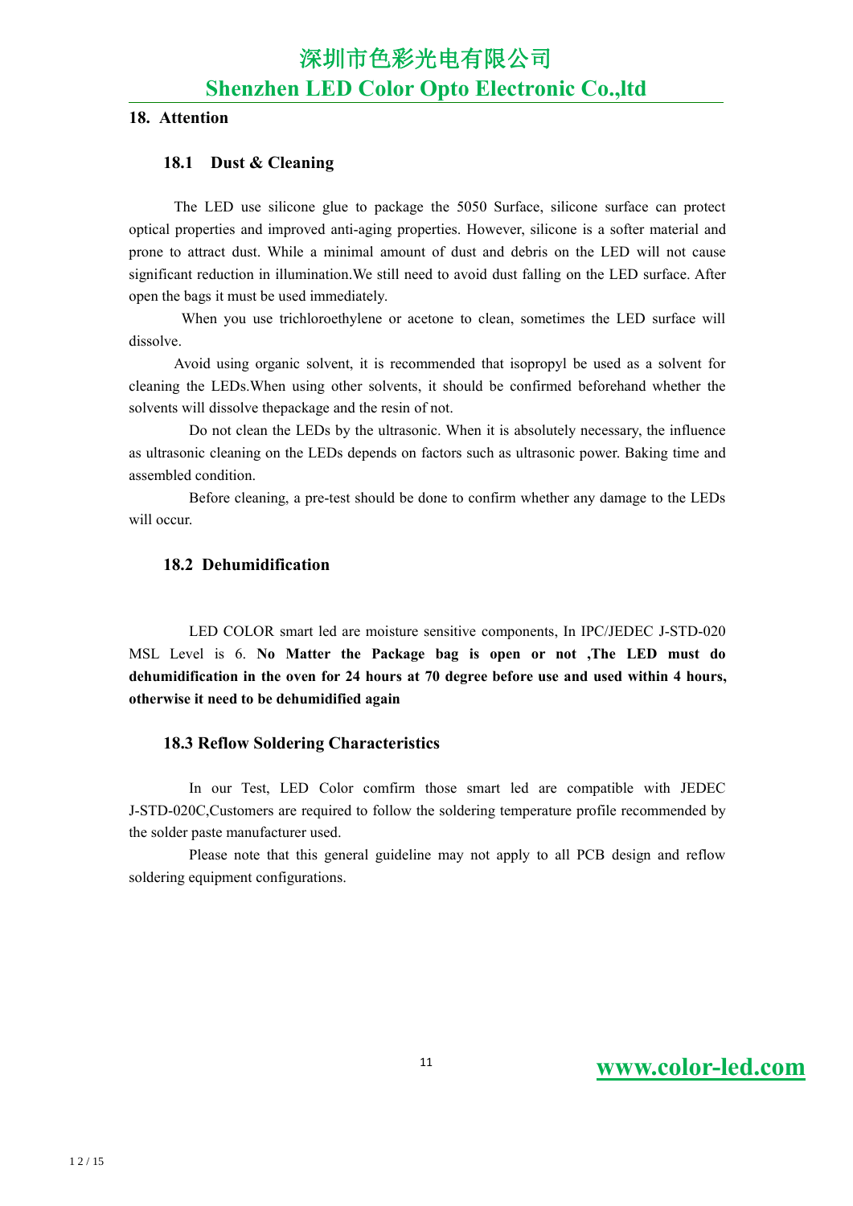## 18. Attention

### 18.1 Dust & Cleaning

The LED use silicone glue to package the 5050 Surface, silicone surface can protect optical properties and improved anti-aging properties. However, silicone is a softer material and prone to attract dust. While a minimal amount of dust and debris on the LED will not cause significant reduction in illumination.We still need to avoid dust falling on the LED surface. After open the bags it must be used immediately.

When you use trichloroethylene or acetone to clean, sometimes the LED surface will dissolve.

Avoid using organic solvent, it is recommended that isopropyl be used as a solvent for cleaning the LEDs.When using other solvents, it should be confirmed beforehand whether the solvents will dissolve thepackage and the resin of not.

Do not clean the LEDs by the ultrasonic. When it is absolutely necessary, the influence as ultrasonic cleaning on the LEDs depends on factors such as ultrasonic power. Baking time and assembled condition.

Before cleaning, a pre-test should be done to confirm whether any damage to the LEDs will occur.

### 18.2 Dehumidification

LED COLOR smart led are moisture sensitive components, In IPC/JEDEC J-STD-020 MSL Level is 6. **No Matter the Package bag is open or not ,The LED must do dehumidification in the oven for 24 hours at 70 degree before use and used within 4 hours, otherwise it need to be dehumidified again**

### 18.3 Reflow Soldering Characteristics

In our Test, LED Color comfirm those smart led are compatible with JEDEC J-STD-020C,Customers are required to follow the soldering temperature profile recommended by the solder paste manufacturer used.

Please note that this general guideline may not apply to all PCB design and reflow soldering equipment configurations.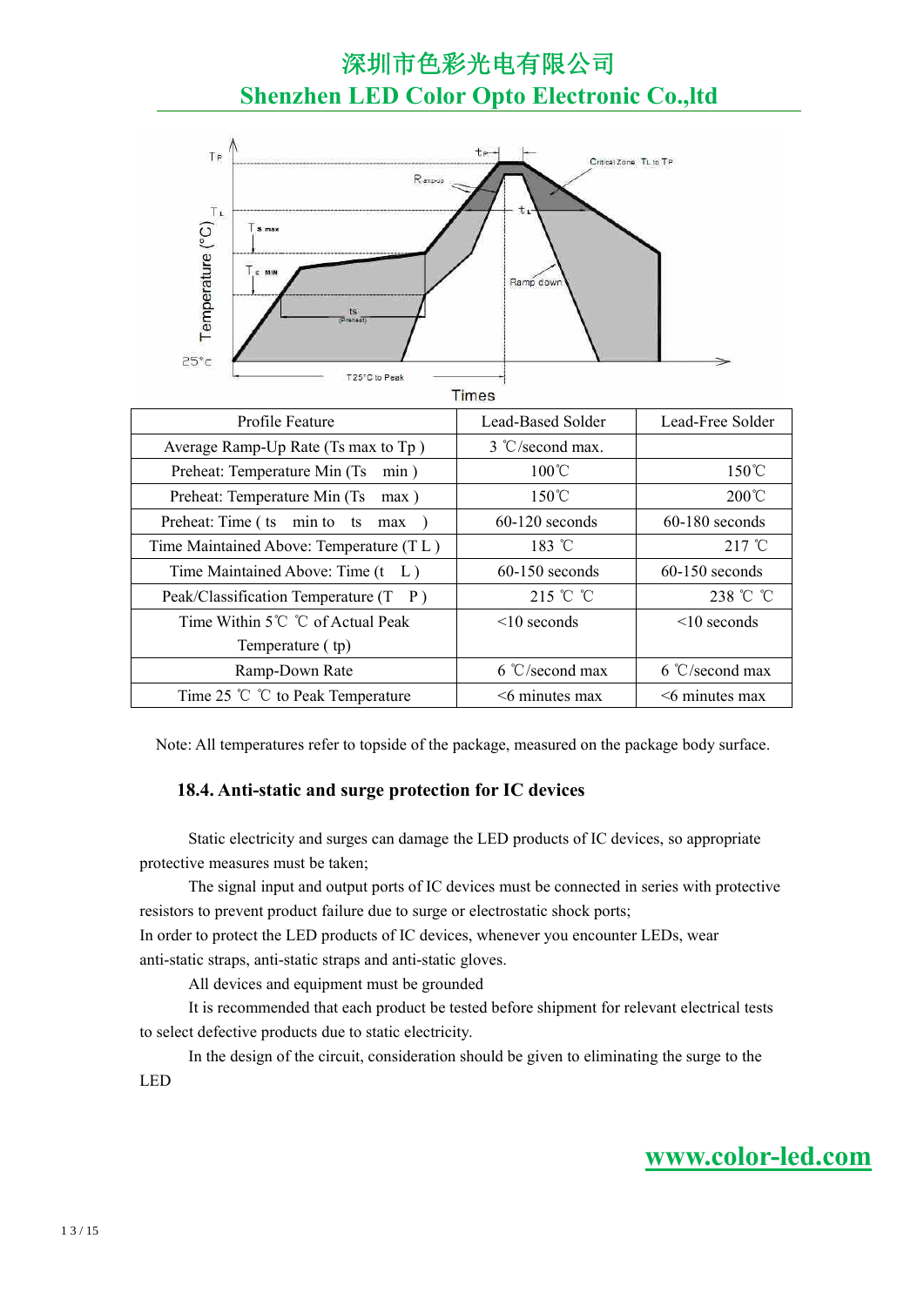| Profile Feature | Lead-Based Solder | Lead-Free Solder |
| --- | --- | --- |
| Average Ramp-Up Rate (Ts max to Tp ) | 3 ℃/second max. | |
| Preheat: Temperature Min (Ts min ) | 100℃ | 150℃ |
| Preheat: Temperature Min (Ts max ) | 150℃ | 200℃ |
| Preheat: Time ( ts min to ts max ) | 60-120 seconds | 60-180 seconds |
| Time Maintained Above: Temperature (T L ) | 183 ℃ | 217 ℃ |
| Time Maintained Above: Time (t L ) | 60-150 seconds | 60-150 seconds |
| Peak/Classification Temperature (T P ) | 215 ℃ ℃ | 238 ℃ ℃ |
| Time Within 5℃ ℃ of Actual Peak Temperature ( tp) | <10 seconds | <10 seconds |
| Ramp-Down Rate | 6 ℃/second max | 6 ℃/second max |
| Time 25 ℃ ℃ to Peak Temperature | <6 minutes max | <6 minutes max |

Note: All temperatures refer to topside of the package, measured on the package body surface.

### 18.4. Anti-static and surge protection for IC devices

Static electricity and surges can damage the LED products of IC devices, so appropriate protective measures must be taken;

The signal input and output ports of IC devices must be connected in series with protective resistors to prevent product failure due to surge or electrostatic shock ports;

In order to protect the LED products of IC devices, whenever you encounter LEDs, wear anti-static straps, anti-static straps and anti-static gloves.

All devices and equipment must be grounded

It is recommended that each product be tested before shipment for relevant electrical tests to select defective products due to static electricity.

In the design of the circuit, consideration should be given to eliminating the surge to the LED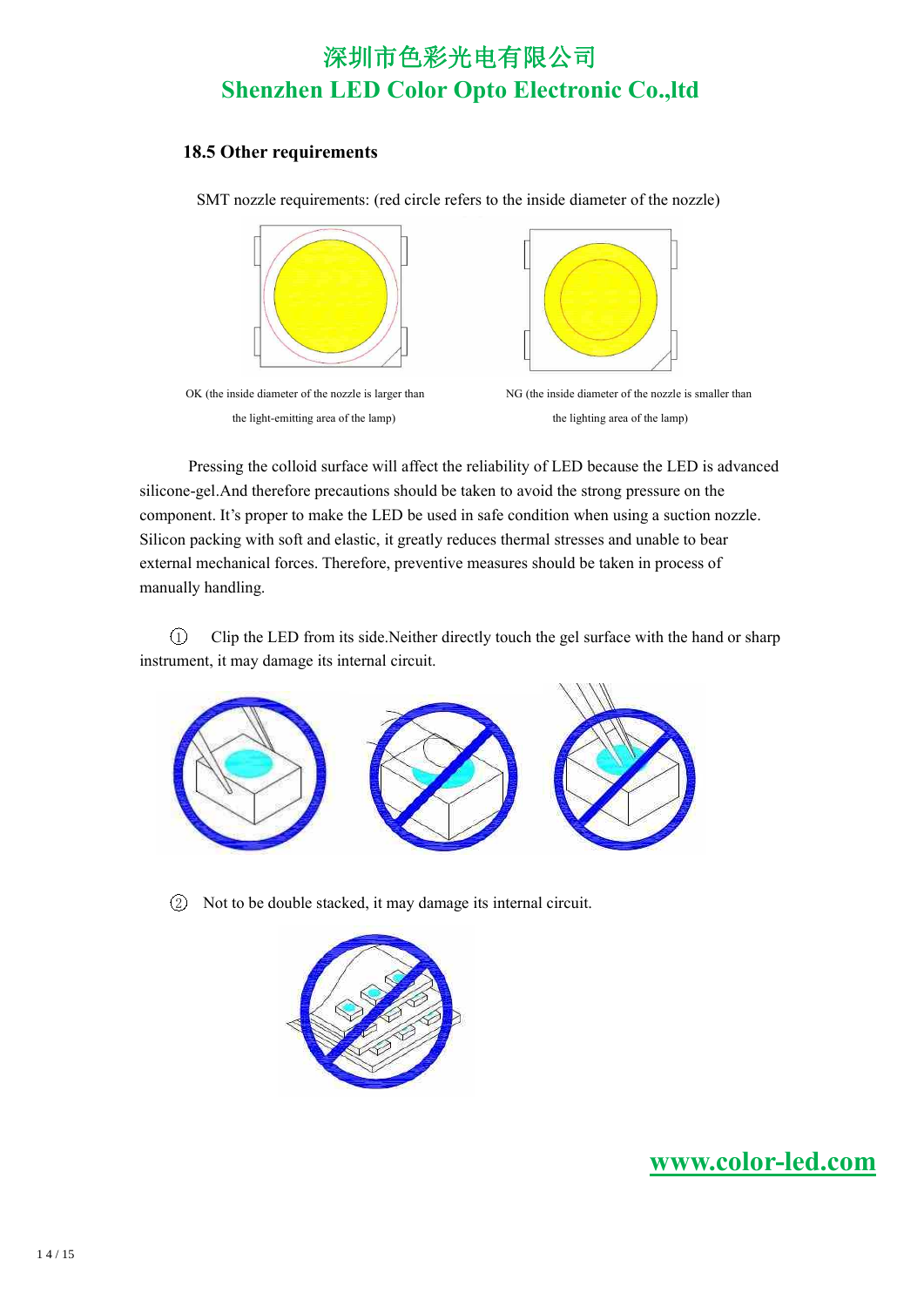### 18.5 Other requirements

SMT nozzle requirements: (red circle refers to the inside diameter of the nozzle)

OK (the inside diameter of the nozzle is larger than the light-emitting area of the lamp)

NG (the inside diameter of the nozzle is smaller than the lighting area of the lamp)

Pressing the colloid surface will affect the reliability of LED because the LED is advanced silicone-gel.And therefore precautions should be taken to avoid the strong pressure on the component. It's proper to make the LED be used in safe condition when using a suction nozzle. Silicon packing with soft and elastic, it greatly reduces thermal stresses and unable to bear external mechanical forces. Therefore, preventive measures should be taken in process of manually handling.

① Clip the LED from its side.Neither directly touch the gel surface with the hand or sharp instrument, it may damage its internal circuit.

② Not to be double stacked, it may damage its internal circuit.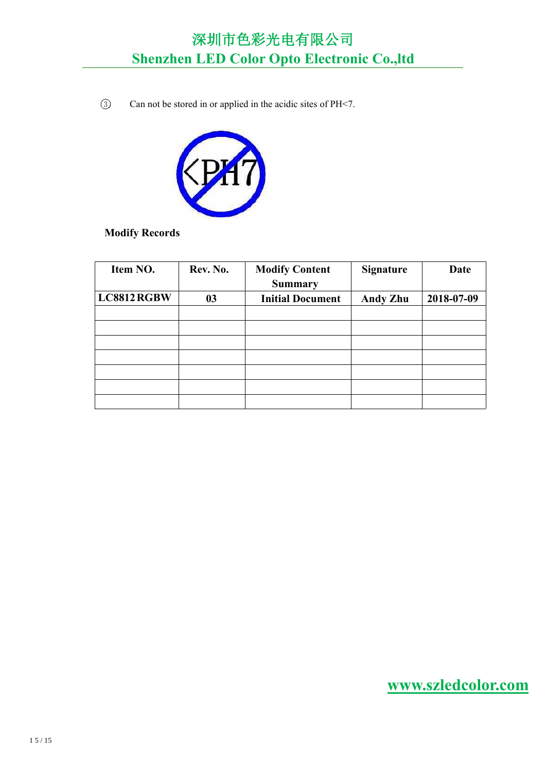③ Can not be stored in or applied in the acidic sites of PH<7.

**Modify Records**

| Item NO. | Rev. No. | Modify Content Summary | Signature | Date |
|---|---|---|---|---|
| LC8812RGBW | 03 | Initial Document | Andy Zhu | 2018-07-09 |
| | | | | |
| | | | | |
| | | | | |
| | | | | |
| | | | | |
| | | | | |
| | | | | |

www.szledcolor.com